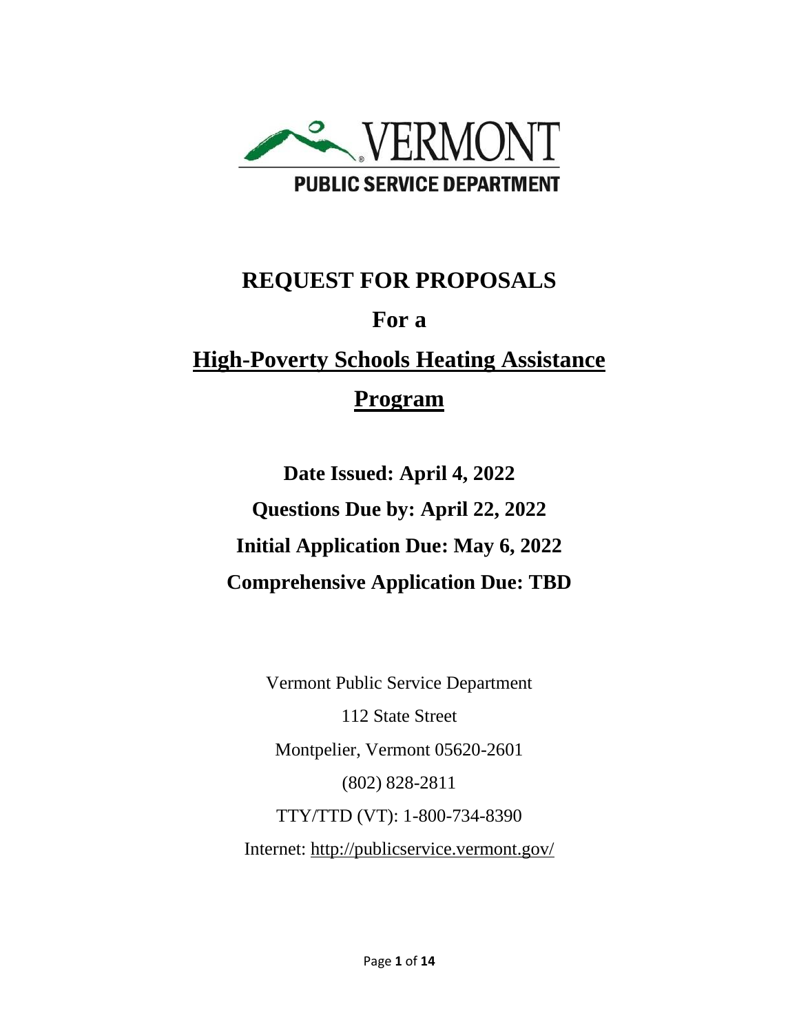VERMONT

PUBLIC SERVICE DEPARTMENT

# REQUEST FOR PROPOSALS

## For a

## High-Poverty Schools Heating Assistance Program

**Date Issued: April 4, 2022**

**Questions Due by: April 22, 2022**

**Initial Application Due: May 6, 2022**

**Comprehensive Application Due: TBD**

Vermont Public Service Department

112 State Street

Montpelier, Vermont 05620-2601

(802) 828-2811

TTY/TTD (VT): 1-800-734-8390

Internet: http://publicservice.vermont.gov/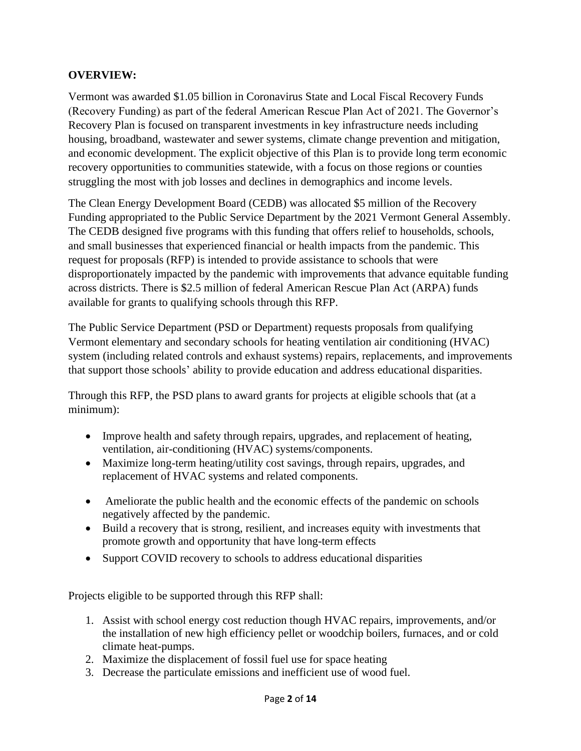**OVERVIEW:**

Vermont was awarded $1.05 billion in Coronavirus State and Local Fiscal Recovery Funds (Recovery Funding) as part of the federal American Rescue Plan Act of 2021. The Governor's Recovery Plan is focused on transparent investments in key infrastructure needs including housing, broadband, wastewater and sewer systems, climate change prevention and mitigation, and economic development. The explicit objective of this Plan is to provide long term economic recovery opportunities to communities statewide, with a focus on those regions or counties struggling the most with job losses and declines in demographics and income levels.

The Clean Energy Development Board (CEDB) was allocated $5 million of the Recovery Funding appropriated to the Public Service Department by the 2021 Vermont General Assembly. The CEDB designed five programs with this funding that offers relief to households, schools, and small businesses that experienced financial or health impacts from the pandemic. This request for proposals (RFP) is intended to provide assistance to schools that were disproportionately impacted by the pandemic with improvements that advance equitable funding across districts. There is $2.5 million of federal American Rescue Plan Act (ARPA) funds available for grants to qualifying schools through this RFP.

The Public Service Department (PSD or Department) requests proposals from qualifying Vermont elementary and secondary schools for heating ventilation air conditioning (HVAC) system (including related controls and exhaust systems) repairs, replacements, and improvements that support those schools' ability to provide education and address educational disparities.

Through this RFP, the PSD plans to award grants for projects at eligible schools that (at a minimum):

- Improve health and safety through repairs, upgrades, and replacement of heating, ventilation, air-conditioning (HVAC) systems/components.
- Maximize long-term heating/utility cost savings, through repairs, upgrades, and replacement of HVAC systems and related components.
- Ameliorate the public health and the economic effects of the pandemic on schools negatively affected by the pandemic.
- Build a recovery that is strong, resilient, and increases equity with investments that promote growth and opportunity that have long-term effects
- Support COVID recovery to schools to address educational disparities

Projects eligible to be supported through this RFP shall:

1. Assist with school energy cost reduction though HVAC repairs, improvements, and/or the installation of new high efficiency pellet or woodchip boilers, furnaces, and or cold climate heat-pumps.
2. Maximize the displacement of fossil fuel use for space heating
3. Decrease the particulate emissions and inefficient use of wood fuel.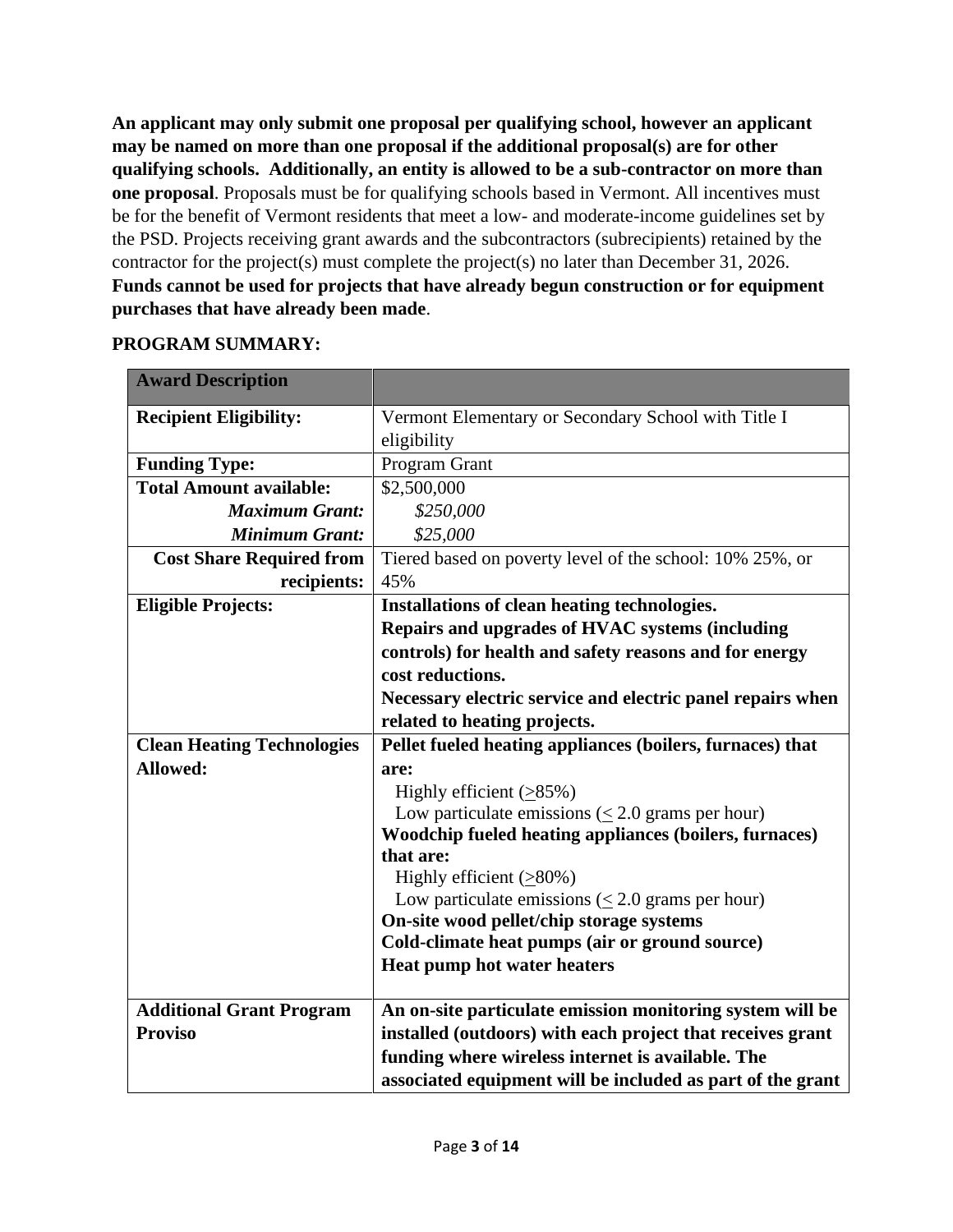**An applicant may only submit one proposal per qualifying school, however an applicant may be named on more than one proposal if the additional proposal(s) are for other qualifying schools. Additionally, an entity is allowed to be a sub-contractor on more than one proposal**. Proposals must be for qualifying schools based in Vermont. All incentives must be for the benefit of Vermont residents that meet a low- and moderate-income guidelines set by the PSD. Projects receiving grant awards and the subcontractors (subrecipients) retained by the contractor for the project(s) must complete the project(s) no later than December 31, 2026. **Funds cannot be used for projects that have already begun construction or for equipment purchases that have already been made**.

**PROGRAM SUMMARY:**

| **Award Description** | |
|---|---|
| **Recipient Eligibility:** | Vermont Elementary or Secondary School with Title I eligibility |
| **Funding Type:** | Program Grant |
| **Total Amount available:** | $2,500,000 |
| ***Maximum Grant:*** | *$250,000* |
| ***Minimum Grant:*** | *$25,000* |
| **Cost Share Required from recipients:** | Tiered based on poverty level of the school: 10% 25%, or 45% |
| **Eligible Projects:** | **Installations of clean heating technologies.** **Repairs and upgrades of HVAC systems (including controls) for health and safety reasons and for energy cost reductions.** **Necessary electric service and electric panel repairs when related to heating projects.** |
| **Clean Heating Technologies Allowed:** | **Pellet fueled heating appliances (boilers, furnaces) that are:** Highly efficient (≥85%) Low particulate emissions (≤ 2.0 grams per hour) **Woodchip fueled heating appliances (boilers, furnaces) that are:** Highly efficient (≥80%) Low particulate emissions (≤ 2.0 grams per hour) **On-site wood pellet/chip storage systems** **Cold-climate heat pumps (air or ground source)** **Heat pump hot water heaters** |
| **Additional Grant Program Proviso** | **An on-site particulate emission monitoring system will be installed (outdoors) with each project that receives grant funding where wireless internet is available. The associated equipment will be included as part of the grant** |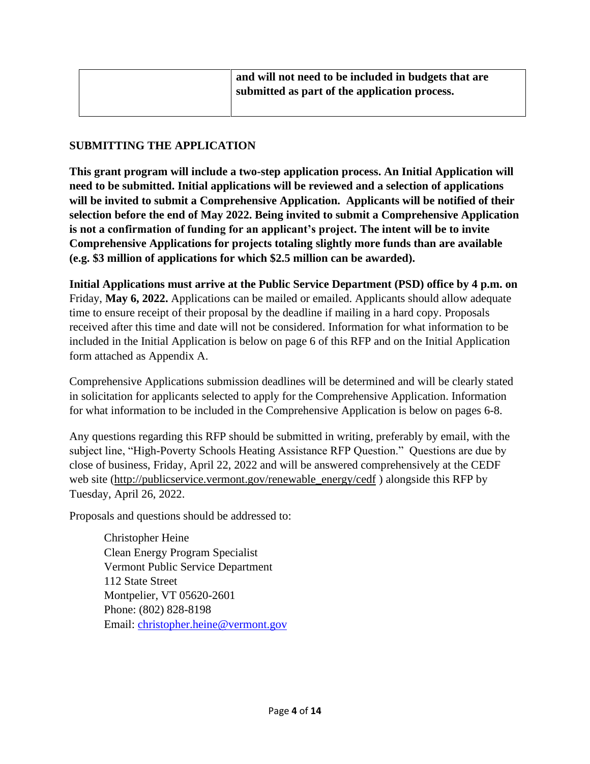| | **and will not need to be included in budgets that are submitted as part of the application process.** |
|---|---|

## SUBMITTING THE APPLICATION

**This grant program will include a two-step application process. An Initial Application will need to be submitted. Initial applications will be reviewed and a selection of applications will be invited to submit a Comprehensive Application. Applicants will be notified of their selection before the end of May 2022. Being invited to submit a Comprehensive Application is not a confirmation of funding for an applicant's project. The intent will be to invite Comprehensive Applications for projects totaling slightly more funds than are available (e.g. $3 million of applications for which $2.5 million can be awarded).**

**Initial Applications must arrive at the Public Service Department (PSD) office by 4 p.m. on** Friday, **May 6, 2022.** Applications can be mailed or emailed. Applicants should allow adequate time to ensure receipt of their proposal by the deadline if mailing in a hard copy. Proposals received after this time and date will not be considered. Information for what information to be included in the Initial Application is below on page 6 of this RFP and on the Initial Application form attached as Appendix A.

Comprehensive Applications submission deadlines will be determined and will be clearly stated in solicitation for applicants selected to apply for the Comprehensive Application. Information for what information to be included in the Comprehensive Application is below on pages 6-8.

Any questions regarding this RFP should be submitted in writing, preferably by email, with the subject line, "High-Poverty Schools Heating Assistance RFP Question." Questions are due by close of business, Friday, April 22, 2022 and will be answered comprehensively at the CEDF web site (http://publicservice.vermont.gov/renewable_energy/cedf ) alongside this RFP by Tuesday, April 26, 2022.

Proposals and questions should be addressed to:

Christopher Heine
Clean Energy Program Specialist
Vermont Public Service Department
112 State Street
Montpelier, VT 05620-2601
Phone: (802) 828-8198
Email: christopher.heine@vermont.gov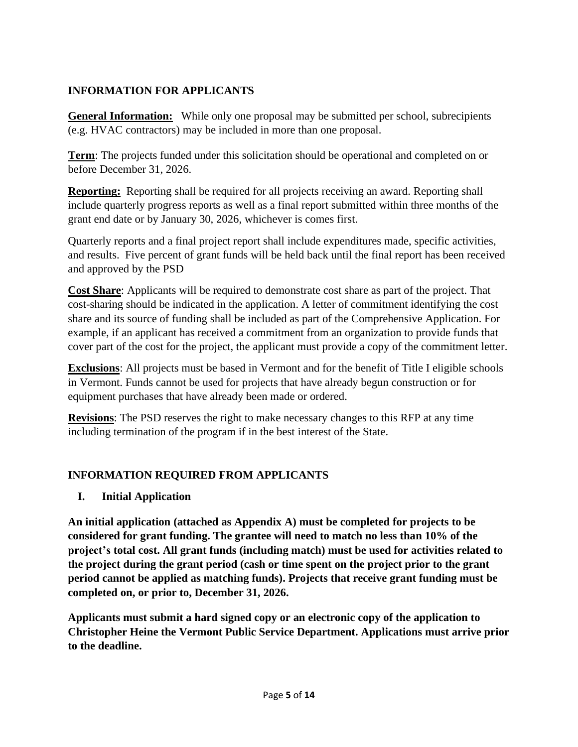## INFORMATION FOR APPLICANTS

**General Information:** While only one proposal may be submitted per school, subrecipients (e.g. HVAC contractors) may be included in more than one proposal.

**Term**: The projects funded under this solicitation should be operational and completed on or before December 31, 2026.

**Reporting:** Reporting shall be required for all projects receiving an award. Reporting shall include quarterly progress reports as well as a final report submitted within three months of the grant end date or by January 30, 2026, whichever is comes first.

Quarterly reports and a final project report shall include expenditures made, specific activities, and results. Five percent of grant funds will be held back until the final report has been received and approved by the PSD

**Cost Share**: Applicants will be required to demonstrate cost share as part of the project. That cost-sharing should be indicated in the application. A letter of commitment identifying the cost share and its source of funding shall be included as part of the Comprehensive Application. For example, if an applicant has received a commitment from an organization to provide funds that cover part of the cost for the project, the applicant must provide a copy of the commitment letter.

**Exclusions**: All projects must be based in Vermont and for the benefit of Title I eligible schools in Vermont. Funds cannot be used for projects that have already begun construction or for equipment purchases that have already been made or ordered.

**Revisions**: The PSD reserves the right to make necessary changes to this RFP at any time including termination of the program if in the best interest of the State.

## INFORMATION REQUIRED FROM APPLICANTS

### I. Initial Application

**An initial application (attached as Appendix A) must be completed for projects to be considered for grant funding. The grantee will need to match no less than 10% of the project's total cost. All grant funds (including match) must be used for activities related to the project during the grant period (cash or time spent on the project prior to the grant period cannot be applied as matching funds). Projects that receive grant funding must be completed on, or prior to, December 31, 2026.**

**Applicants must submit a hard signed copy or an electronic copy of the application to Christopher Heine the Vermont Public Service Department. Applications must arrive prior to the deadline.**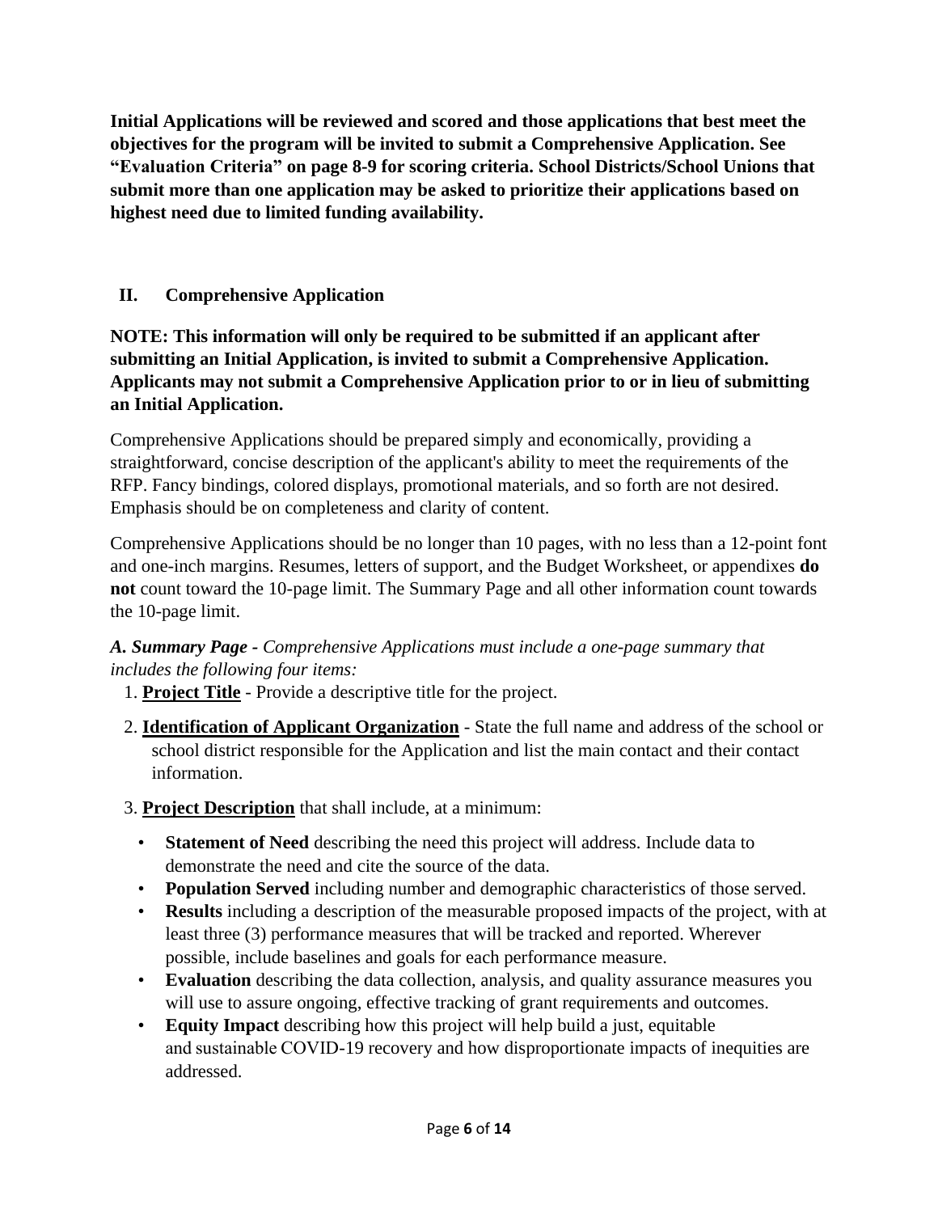**Initial Applications will be reviewed and scored and those applications that best meet the objectives for the program will be invited to submit a Comprehensive Application. See "Evaluation Criteria" on page 8-9 for scoring criteria. School Districts/School Unions that submit more than one application may be asked to prioritize their applications based on highest need due to limited funding availability.**

## II. Comprehensive Application

**NOTE: This information will only be required to be submitted if an applicant after submitting an Initial Application, is invited to submit a Comprehensive Application. Applicants may not submit a Comprehensive Application prior to or in lieu of submitting an Initial Application.**

Comprehensive Applications should be prepared simply and economically, providing a straightforward, concise description of the applicant's ability to meet the requirements of the RFP. Fancy bindings, colored displays, promotional materials, and so forth are not desired. Emphasis should be on completeness and clarity of content.

Comprehensive Applications should be no longer than 10 pages, with no less than a 12-point font and one-inch margins. Resumes, letters of support, and the Budget Worksheet, or appendixes **do not** count toward the 10-page limit. The Summary Page and all other information count towards the 10-page limit.

***A. Summary Page** - Comprehensive Applications must include a one-page summary that includes the following four items:*

1. **Project Title** - Provide a descriptive title for the project.
2. **Identification of Applicant Organization** - State the full name and address of the school or school district responsible for the Application and list the main contact and their contact information.
3. **Project Description** that shall include, at a minimum:
   - **Statement of Need** describing the need this project will address. Include data to demonstrate the need and cite the source of the data.
   - **Population Served** including number and demographic characteristics of those served.
   - **Results** including a description of the measurable proposed impacts of the project, with at least three (3) performance measures that will be tracked and reported. Wherever possible, include baselines and goals for each performance measure.
   - **Evaluation** describing the data collection, analysis, and quality assurance measures you will use to assure ongoing, effective tracking of grant requirements and outcomes.
   - **Equity Impact** describing how this project will help build a just, equitable and sustainable COVID-19 recovery and how disproportionate impacts of inequities are addressed.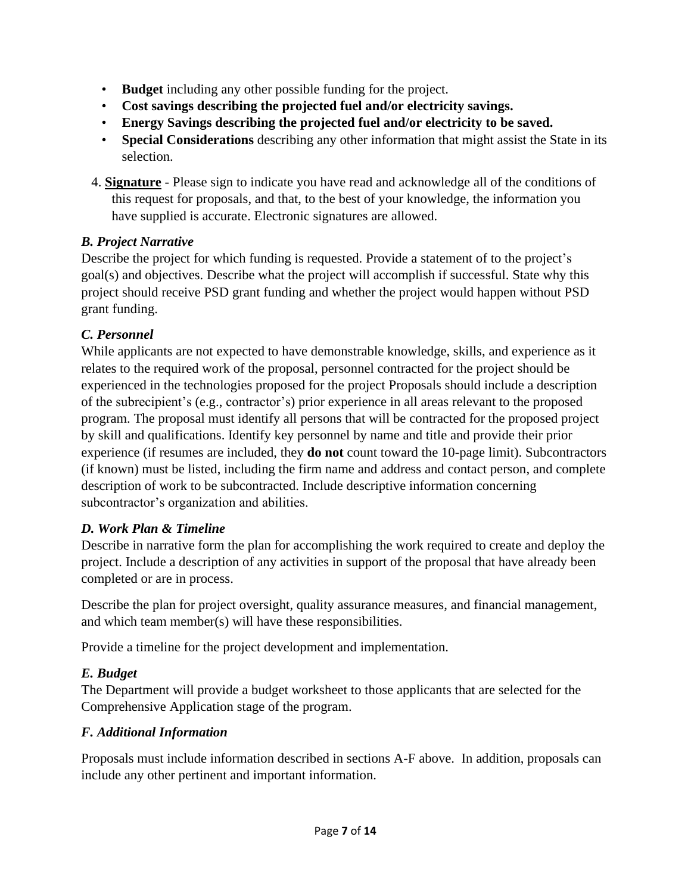- **Budget** including any other possible funding for the project.
- **Cost savings describing the projected fuel and/or electricity savings.**
- **Energy Savings describing the projected fuel and/or electricity to be saved.**
- **Special Considerations** describing any other information that might assist the State in its selection.

4. **Signature** - Please sign to indicate you have read and acknowledge all of the conditions of this request for proposals, and that, to the best of your knowledge, the information you have supplied is accurate. Electronic signatures are allowed.

### *B. Project Narrative*

Describe the project for which funding is requested. Provide a statement of to the project's goal(s) and objectives. Describe what the project will accomplish if successful. State why this project should receive PSD grant funding and whether the project would happen without PSD grant funding.

### *C. Personnel*

While applicants are not expected to have demonstrable knowledge, skills, and experience as it relates to the required work of the proposal, personnel contracted for the project should be experienced in the technologies proposed for the project Proposals should include a description of the subrecipient's (e.g., contractor's) prior experience in all areas relevant to the proposed program. The proposal must identify all persons that will be contracted for the proposed project by skill and qualifications. Identify key personnel by name and title and provide their prior experience (if resumes are included, they **do not** count toward the 10-page limit). Subcontractors (if known) must be listed, including the firm name and address and contact person, and complete description of work to be subcontracted. Include descriptive information concerning subcontractor's organization and abilities.

### *D. Work Plan & Timeline*

Describe in narrative form the plan for accomplishing the work required to create and deploy the project. Include a description of any activities in support of the proposal that have already been completed or are in process.

Describe the plan for project oversight, quality assurance measures, and financial management, and which team member(s) will have these responsibilities.

Provide a timeline for the project development and implementation.

### *E. Budget*

The Department will provide a budget worksheet to those applicants that are selected for the Comprehensive Application stage of the program.

### *F. Additional Information*

Proposals must include information described in sections A-F above. In addition, proposals can include any other pertinent and important information.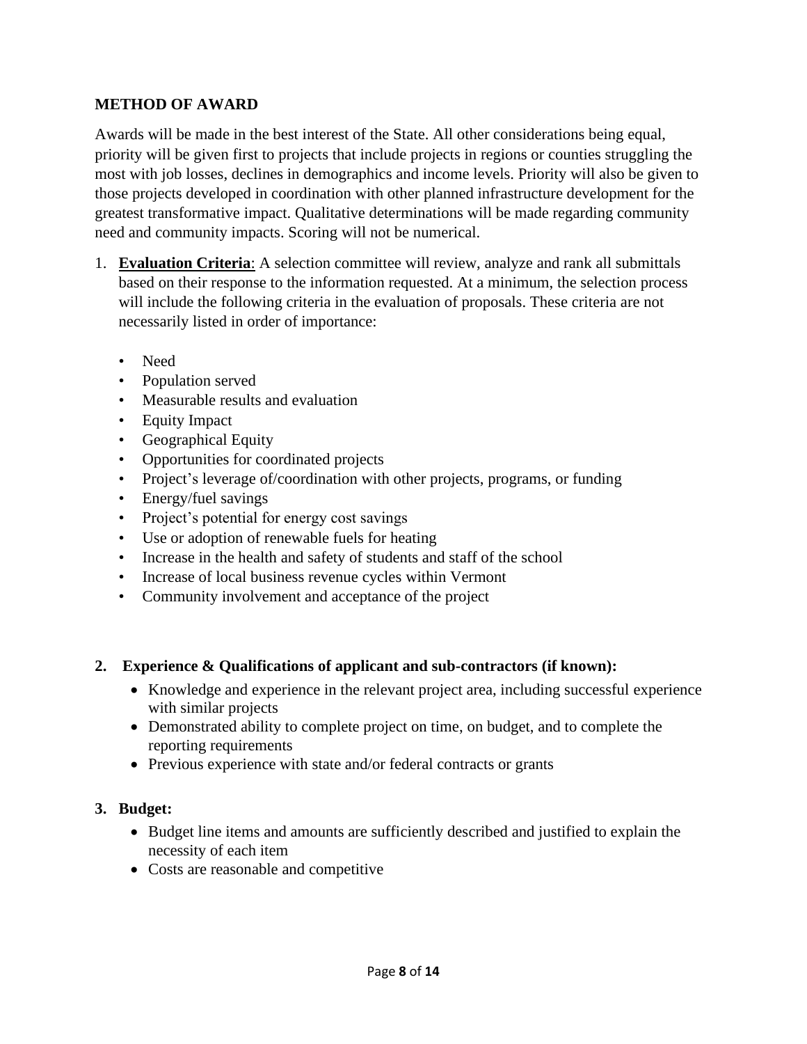## METHOD OF AWARD

Awards will be made in the best interest of the State. All other considerations being equal, priority will be given first to projects that include projects in regions or counties struggling the most with job losses, declines in demographics and income levels. Priority will also be given to those projects developed in coordination with other planned infrastructure development for the greatest transformative impact. Qualitative determinations will be made regarding community need and community impacts. Scoring will not be numerical.

1. **Evaluation Criteria**: A selection committee will review, analyze and rank all submittals based on their response to the information requested. At a minimum, the selection process will include the following criteria in the evaluation of proposals. These criteria are not necessarily listed in order of importance:

   - Need
   - Population served
   - Measurable results and evaluation
   - Equity Impact
   - Geographical Equity
   - Opportunities for coordinated projects
   - Project's leverage of/coordination with other projects, programs, or funding
   - Energy/fuel savings
   - Project's potential for energy cost savings
   - Use or adoption of renewable fuels for heating
   - Increase in the health and safety of students and staff of the school
   - Increase of local business revenue cycles within Vermont
   - Community involvement and acceptance of the project

2. **Experience & Qualifications of applicant and sub-contractors (if known):**
   - Knowledge and experience in the relevant project area, including successful experience with similar projects
   - Demonstrated ability to complete project on time, on budget, and to complete the reporting requirements
   - Previous experience with state and/or federal contracts or grants

3. **Budget:**
   - Budget line items and amounts are sufficiently described and justified to explain the necessity of each item
   - Costs are reasonable and competitive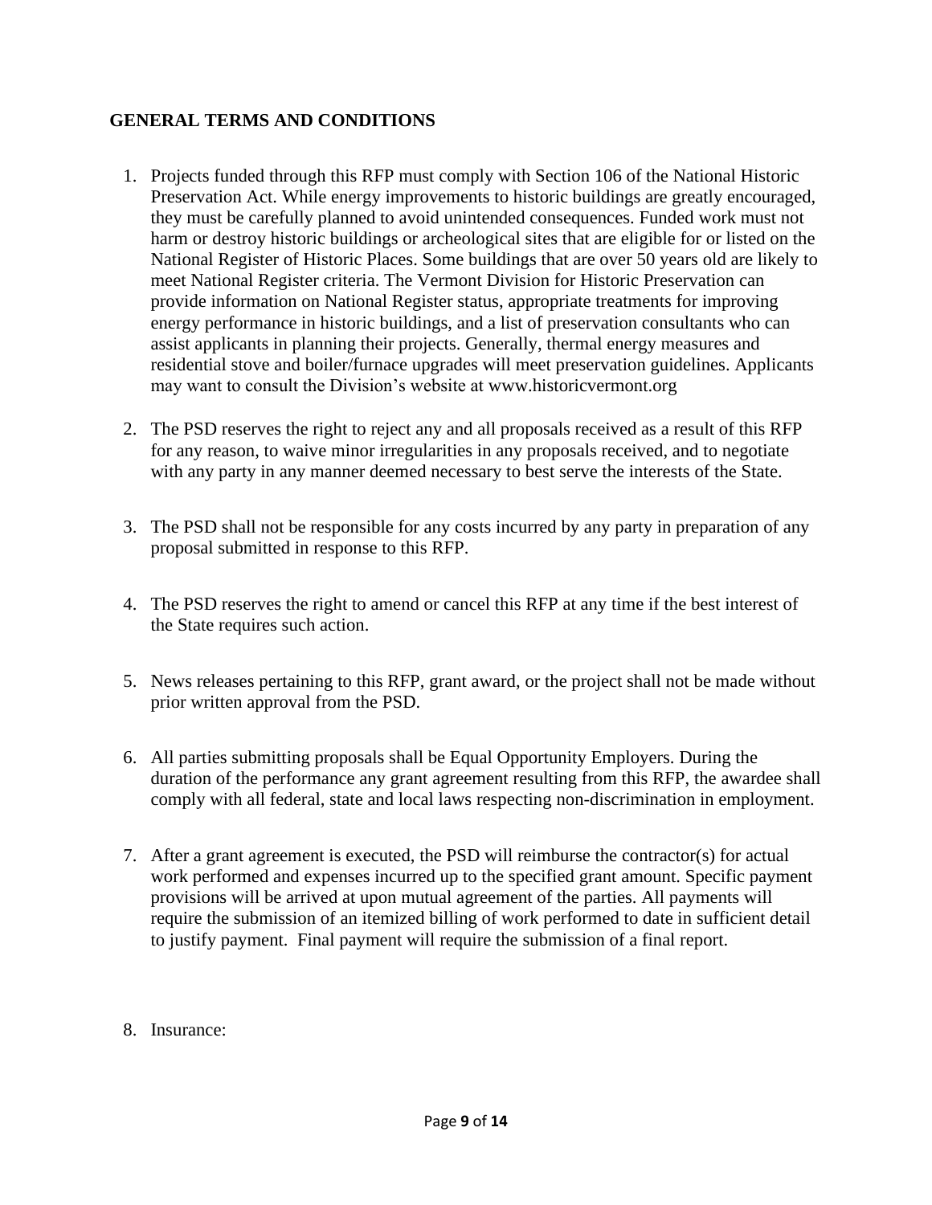## GENERAL TERMS AND CONDITIONS

1. Projects funded through this RFP must comply with Section 106 of the National Historic Preservation Act. While energy improvements to historic buildings are greatly encouraged, they must be carefully planned to avoid unintended consequences. Funded work must not harm or destroy historic buildings or archeological sites that are eligible for or listed on the National Register of Historic Places. Some buildings that are over 50 years old are likely to meet National Register criteria. The Vermont Division for Historic Preservation can provide information on National Register status, appropriate treatments for improving energy performance in historic buildings, and a list of preservation consultants who can assist applicants in planning their projects. Generally, thermal energy measures and residential stove and boiler/furnace upgrades will meet preservation guidelines. Applicants may want to consult the Division's website at www.historicvermont.org

2. The PSD reserves the right to reject any and all proposals received as a result of this RFP for any reason, to waive minor irregularities in any proposals received, and to negotiate with any party in any manner deemed necessary to best serve the interests of the State.

3. The PSD shall not be responsible for any costs incurred by any party in preparation of any proposal submitted in response to this RFP.

4. The PSD reserves the right to amend or cancel this RFP at any time if the best interest of the State requires such action.

5. News releases pertaining to this RFP, grant award, or the project shall not be made without prior written approval from the PSD.

6. All parties submitting proposals shall be Equal Opportunity Employers. During the duration of the performance any grant agreement resulting from this RFP, the awardee shall comply with all federal, state and local laws respecting non-discrimination in employment.

7. After a grant agreement is executed, the PSD will reimburse the contractor(s) for actual work performed and expenses incurred up to the specified grant amount. Specific payment provisions will be arrived at upon mutual agreement of the parties. All payments will require the submission of an itemized billing of work performed to date in sufficient detail to justify payment. Final payment will require the submission of a final report.

8. Insurance: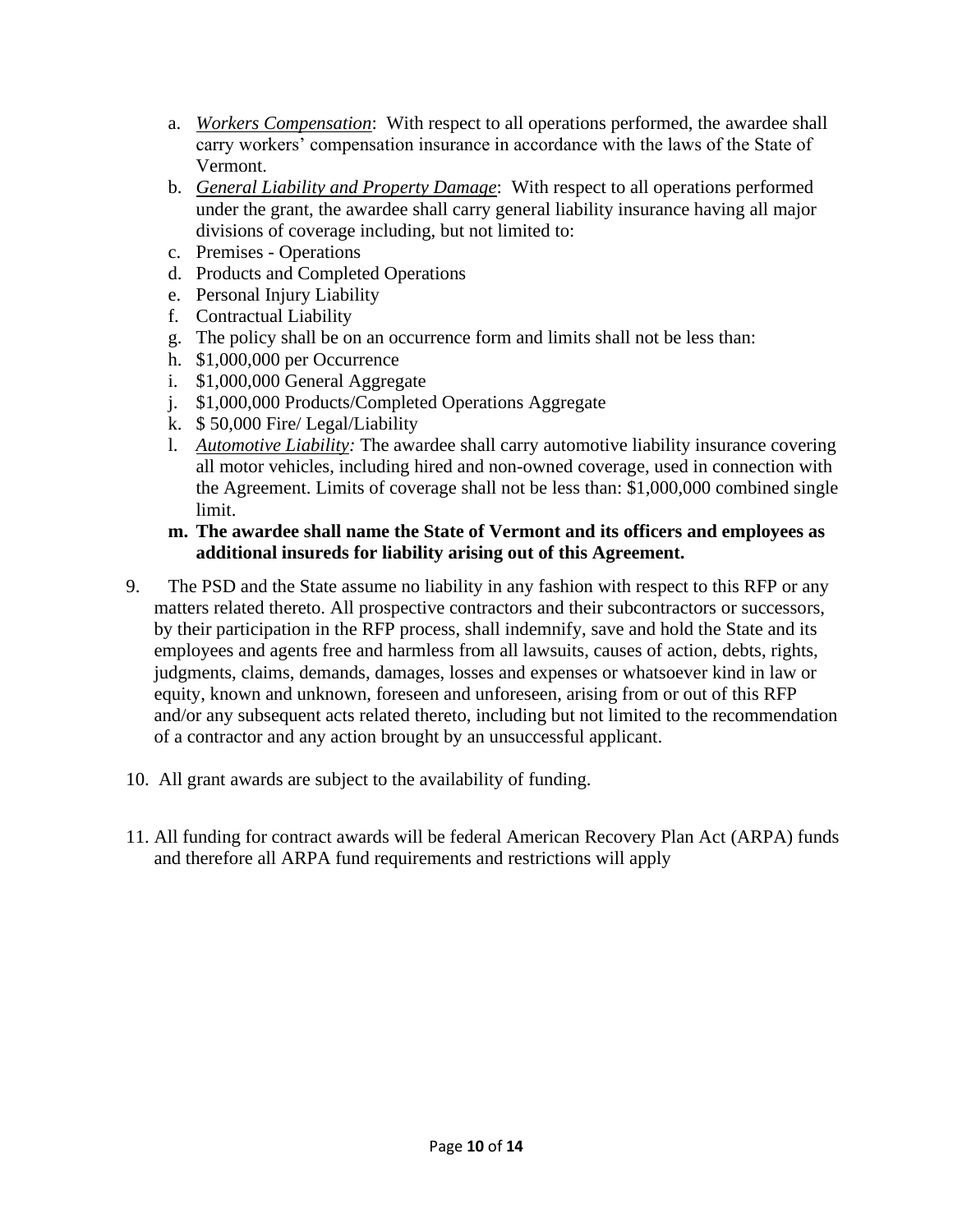a. *Workers Compensation*: With respect to all operations performed, the awardee shall carry workers' compensation insurance in accordance with the laws of the State of Vermont.
b. *General Liability and Property Damage*: With respect to all operations performed under the grant, the awardee shall carry general liability insurance having all major divisions of coverage including, but not limited to:
c. Premises - Operations
d. Products and Completed Operations
e. Personal Injury Liability
f. Contractual Liability
g. The policy shall be on an occurrence form and limits shall not be less than:
h. $1,000,000 per Occurrence
i. $1,000,000 General Aggregate
j. $1,000,000 Products/Completed Operations Aggregate
k. $ 50,000 Fire/ Legal/Liability
l. *Automotive Liability:* The awardee shall carry automotive liability insurance covering all motor vehicles, including hired and non-owned coverage, used in connection with the Agreement. Limits of coverage shall not be less than: $1,000,000 combined single limit.
m. **The awardee shall name the State of Vermont and its officers and employees as additional insureds for liability arising out of this Agreement.**

9. The PSD and the State assume no liability in any fashion with respect to this RFP or any matters related thereto. All prospective contractors and their subcontractors or successors, by their participation in the RFP process, shall indemnify, save and hold the State and its employees and agents free and harmless from all lawsuits, causes of action, debts, rights, judgments, claims, demands, damages, losses and expenses or whatsoever kind in law or equity, known and unknown, foreseen and unforeseen, arising from or out of this RFP and/or any subsequent acts related thereto, including but not limited to the recommendation of a contractor and any action brought by an unsuccessful applicant.

10. All grant awards are subject to the availability of funding.

11. All funding for contract awards will be federal American Recovery Plan Act (ARPA) funds and therefore all ARPA fund requirements and restrictions will apply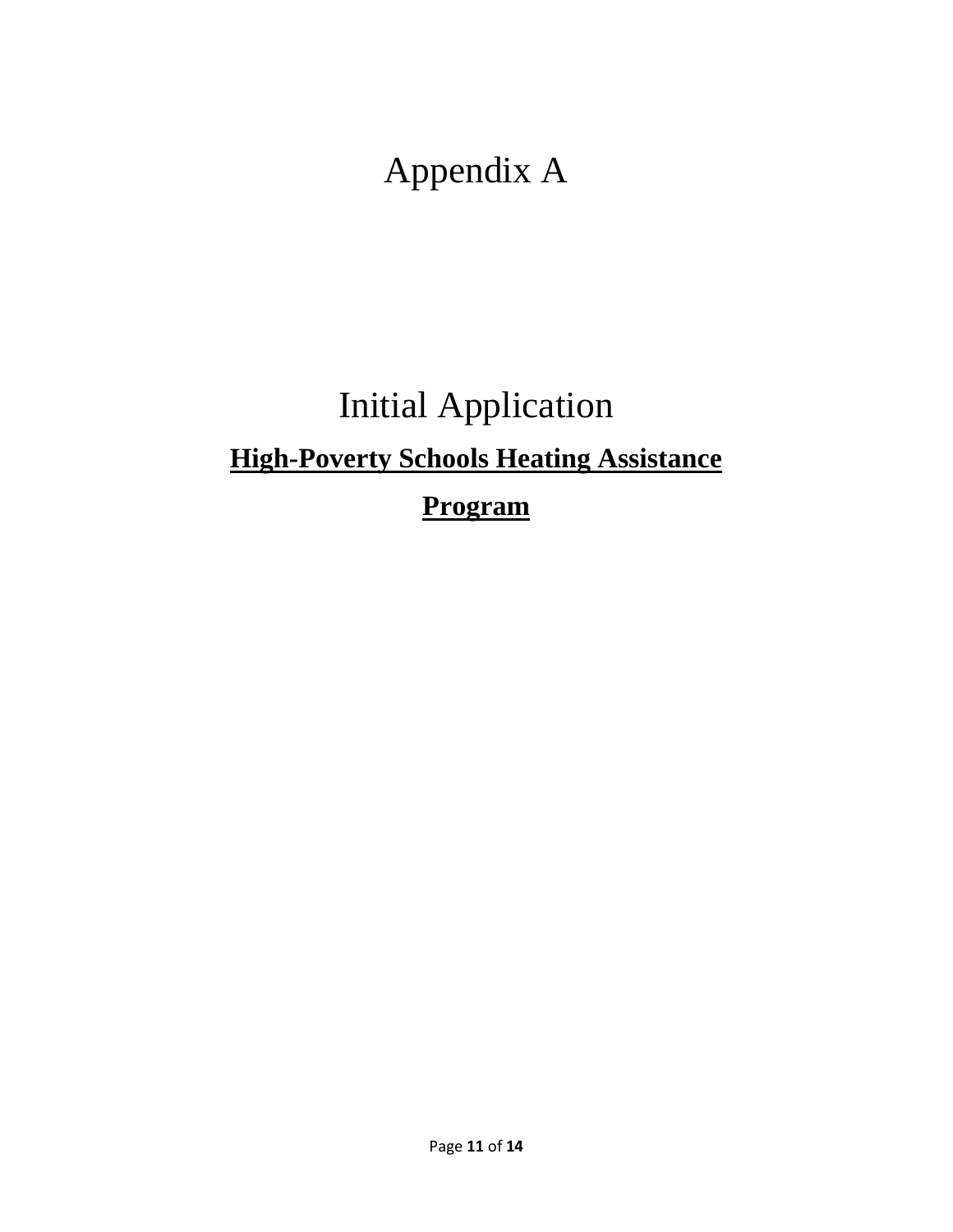# Appendix A

# Initial Application

## **High-Poverty Schools Heating Assistance Program**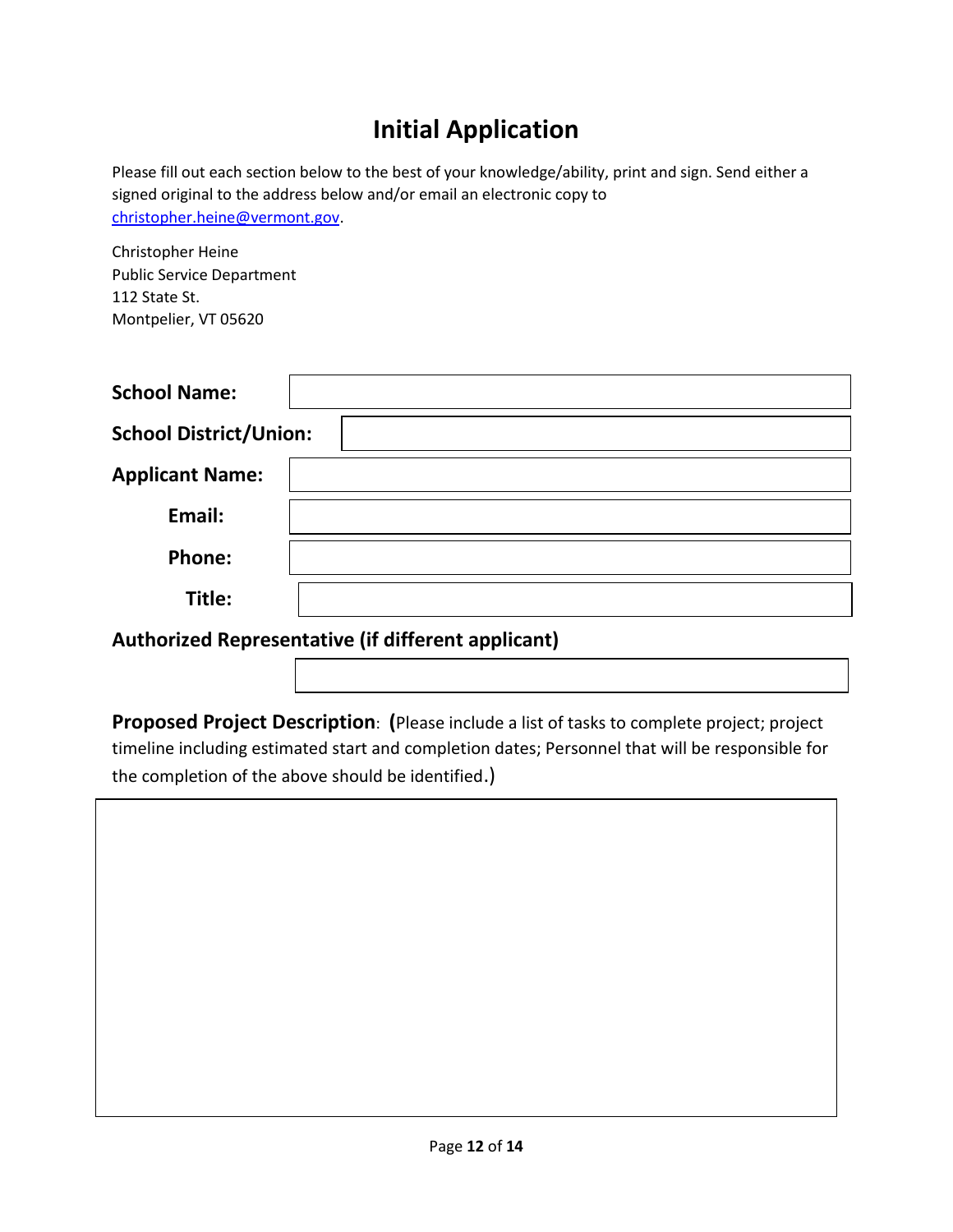# Initial Application

Please fill out each section below to the best of your knowledge/ability, print and sign. Send either a signed original to the address below and/or email an electronic copy to christopher.heine@vermont.gov.

Christopher Heine
Public Service Department
112 State St.
Montpelier, VT 05620

| | |
|---|---|
| **School Name:** | |
| **School District/Union:** | |
| **Applicant Name:** | |
| **Email:** | |
| **Phone:** | |
| **Title:** | |

**Authorized Representative (if different applicant)**

| |
|---|
| |

**Proposed Project Description**: (Please include a list of tasks to complete project; project timeline including estimated start and completion dates; Personnel that will be responsible for the completion of the above should be identified.)

| |
|---|
| |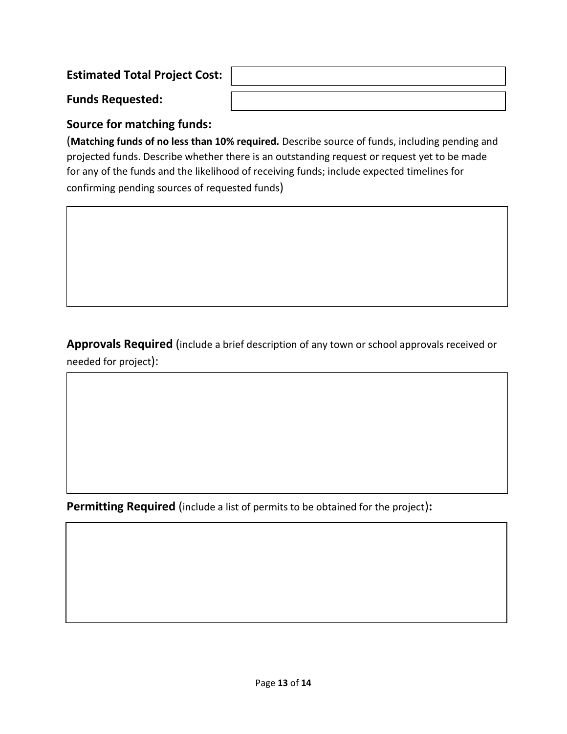**Estimated Total Project Cost:**

**Funds Requested:**

### Source for matching funds:

(**Matching funds of no less than 10% required.** Describe source of funds, including pending and projected funds. Describe whether there is an outstanding request or request yet to be made for any of the funds and the likelihood of receiving funds; include expected timelines for confirming pending sources of requested funds)

**Approvals Required** (include a brief description of any town or school approvals received or needed for project):

**Permitting Required** (include a list of permits to be obtained for the project)**:**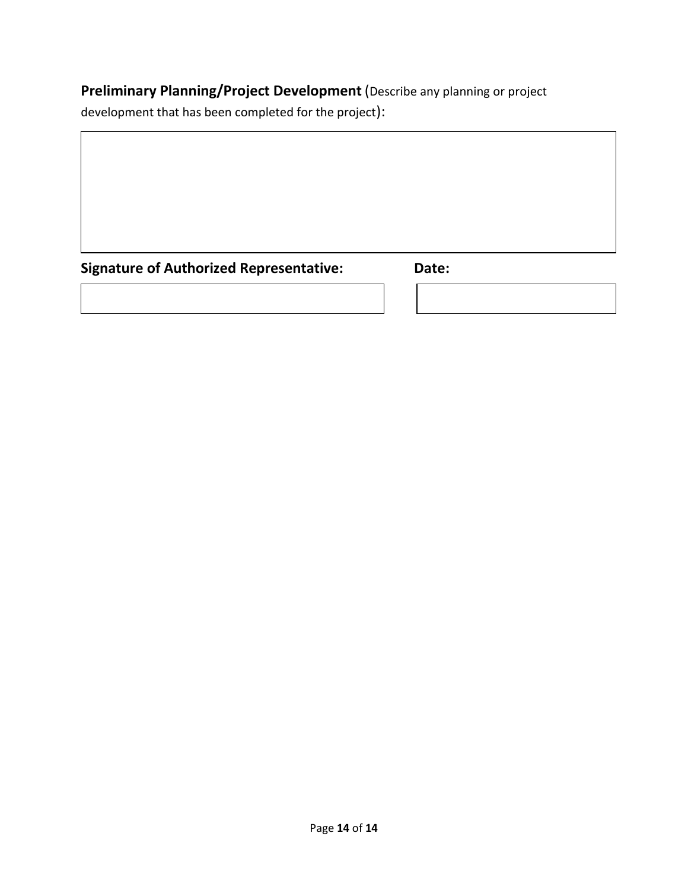**Preliminary Planning/Project Development** (Describe any planning or project development that has been completed for the project):

**Signature of Authorized Representative:**

**Date:**